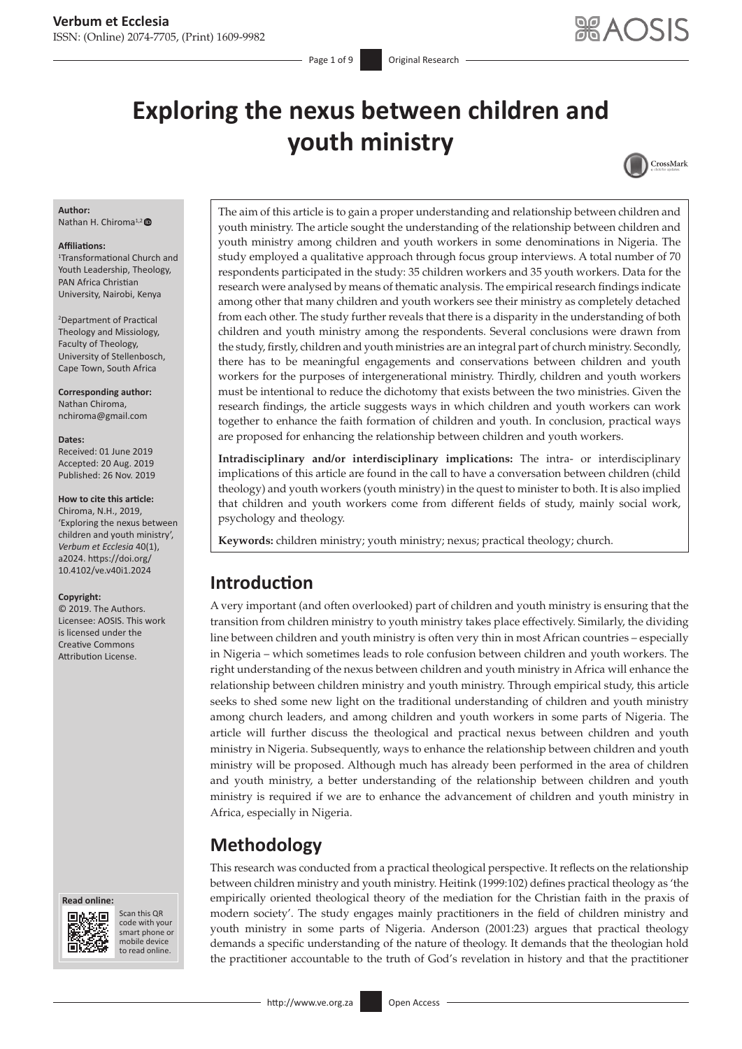# Exploring the nexus between children and youth ministry

**Author:**
Nathan H. Chiroma[1,2]

**Affiliations:**
[1]Transformational Church and Youth Leadership, Theology, PAN Africa Christian University, Nairobi, Kenya

[2]Department of Practical Theology and Missiology, Faculty of Theology, University of Stellenbosch, Cape Town, South Africa

**Corresponding author:**
Nathan Chiroma,
nchiroma@gmail.com

**Dates:**
Received: 01 June 2019
Accepted: 20 Aug. 2019
Published: 26 Nov. 2019

**How to cite this article:**
Chiroma, N.H., 2019, 'Exploring the nexus between children and youth ministry', *Verbum et Ecclesia* 40(1), a2024. https://doi.org/10.4102/ve.v40i1.2024

**Copyright:**
© 2019. The Authors. Licensee: AOSIS. This work is licensed under the Creative Commons Attribution License.

The aim of this article is to gain a proper understanding and relationship between children and youth ministry. The article sought the understanding of the relationship between children and youth ministry among children and youth workers in some denominations in Nigeria. The study employed a qualitative approach through focus group interviews. A total number of 70 respondents participated in the study: 35 children workers and 35 youth workers. Data for the research were analysed by means of thematic analysis. The empirical research findings indicate among other that many children and youth workers see their ministry as completely detached from each other. The study further reveals that there is a disparity in the understanding of both children and youth ministry among the respondents. Several conclusions were drawn from the study, firstly, children and youth ministries are an integral part of church ministry. Secondly, there has to be meaningful engagements and conservations between children and youth workers for the purposes of intergenerational ministry. Thirdly, children and youth workers must be intentional to reduce the dichotomy that exists between the two ministries. Given the research findings, the article suggests ways in which children and youth workers can work together to enhance the faith formation of children and youth. In conclusion, practical ways are proposed for enhancing the relationship between children and youth workers.

**Intradisciplinary and/or interdisciplinary implications:** The intra- or interdisciplinary implications of this article are found in the call to have a conversation between children (child theology) and youth workers (youth ministry) in the quest to minister to both. It is also implied that children and youth workers come from different fields of study, mainly social work, psychology and theology.

**Keywords:** children ministry; youth ministry; nexus; practical theology; church.

## Introduction

A very important (and often overlooked) part of children and youth ministry is ensuring that the transition from children ministry to youth ministry takes place effectively. Similarly, the dividing line between children and youth ministry is often very thin in most African countries – especially in Nigeria – which sometimes leads to role confusion between children and youth workers. The right understanding of the nexus between children and youth ministry in Africa will enhance the relationship between children ministry and youth ministry. Through empirical study, this article seeks to shed some new light on the traditional understanding of children and youth ministry among church leaders, and among children and youth workers in some parts of Nigeria. The article will further discuss the theological and practical nexus between children and youth ministry in Nigeria. Subsequently, ways to enhance the relationship between children and youth ministry will be proposed. Although much has already been performed in the area of children and youth ministry, a better understanding of the relationship between children and youth ministry is required if we are to enhance the advancement of children and youth ministry in Africa, especially in Nigeria.

## Methodology

This research was conducted from a practical theological perspective. It reflects on the relationship between children ministry and youth ministry. Heitink (1999:102) defines practical theology as 'the empirically oriented theological theory of the mediation for the Christian faith in the praxis of modern society'. The study engages mainly practitioners in the field of children ministry and youth ministry in some parts of Nigeria. Anderson (2001:23) argues that practical theology demands a specific understanding of the nature of theology. It demands that the theologian hold the practitioner accountable to the truth of God's revelation in history and that the practitioner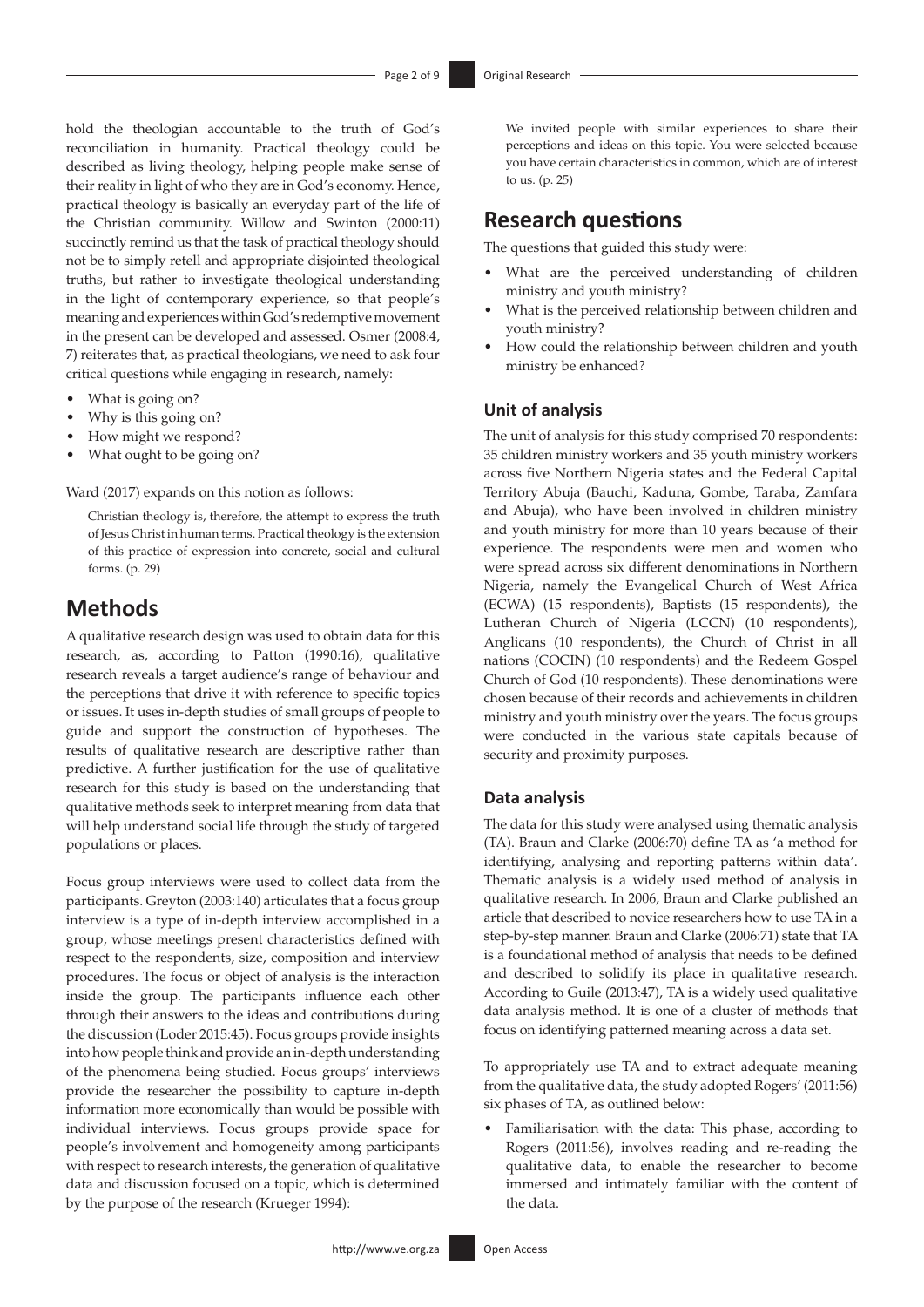hold the theologian accountable to the truth of God's reconciliation in humanity. Practical theology could be described as living theology, helping people make sense of their reality in light of who they are in God's economy. Hence, practical theology is basically an everyday part of the life of the Christian community. Willow and Swinton (2000:11) succinctly remind us that the task of practical theology should not be to simply retell and appropriate disjointed theological truths, but rather to investigate theological understanding in the light of contemporary experience, so that people's meaning and experiences within God's redemptive movement in the present can be developed and assessed. Osmer (2008:4, 7) reiterates that, as practical theologians, we need to ask four critical questions while engaging in research, namely:

- What is going on?
- Why is this going on?
- How might we respond?
- What ought to be going on?

Ward (2017) expands on this notion as follows:

> Christian theology is, therefore, the attempt to express the truth of Jesus Christ in human terms. Practical theology is the extension of this practice of expression into concrete, social and cultural forms. (p. 29)

## Methods

A qualitative research design was used to obtain data for this research, as, according to Patton (1990:16), qualitative research reveals a target audience's range of behaviour and the perceptions that drive it with reference to specific topics or issues. It uses in-depth studies of small groups of people to guide and support the construction of hypotheses. The results of qualitative research are descriptive rather than predictive. A further justification for the use of qualitative research for this study is based on the understanding that qualitative methods seek to interpret meaning from data that will help understand social life through the study of targeted populations or places.

Focus group interviews were used to collect data from the participants. Greyton (2003:140) articulates that a focus group interview is a type of in-depth interview accomplished in a group, whose meetings present characteristics defined with respect to the respondents, size, composition and interview procedures. The focus or object of analysis is the interaction inside the group. The participants influence each other through their answers to the ideas and contributions during the discussion (Loder 2015:45). Focus groups provide insights into how people think and provide an in-depth understanding of the phenomena being studied. Focus groups' interviews provide the researcher the possibility to capture in-depth information more economically than would be possible with individual interviews. Focus groups provide space for people's involvement and homogeneity among participants with respect to research interests, the generation of qualitative data and discussion focused on a topic, which is determined by the purpose of the research (Krueger 1994):

> We invited people with similar experiences to share their perceptions and ideas on this topic. You were selected because you have certain characteristics in common, which are of interest to us. (p. 25)

## Research questions

The questions that guided this study were:

- What are the perceived understanding of children ministry and youth ministry?
- What is the perceived relationship between children and youth ministry?
- How could the relationship between children and youth ministry be enhanced?

### Unit of analysis

The unit of analysis for this study comprised 70 respondents: 35 children ministry workers and 35 youth ministry workers across five Northern Nigeria states and the Federal Capital Territory Abuja (Bauchi, Kaduna, Gombe, Taraba, Zamfara and Abuja), who have been involved in children ministry and youth ministry for more than 10 years because of their experience. The respondents were men and women who were spread across six different denominations in Northern Nigeria, namely the Evangelical Church of West Africa (ECWA) (15 respondents), Baptists (15 respondents), the Lutheran Church of Nigeria (LCCN) (10 respondents), Anglicans (10 respondents), the Church of Christ in all nations (COCIN) (10 respondents) and the Redeem Gospel Church of God (10 respondents). These denominations were chosen because of their records and achievements in children ministry and youth ministry over the years. The focus groups were conducted in the various state capitals because of security and proximity purposes.

### Data analysis

The data for this study were analysed using thematic analysis (TA). Braun and Clarke (2006:70) define TA as 'a method for identifying, analysing and reporting patterns within data'. Thematic analysis is a widely used method of analysis in qualitative research. In 2006, Braun and Clarke published an article that described to novice researchers how to use TA in a step-by-step manner. Braun and Clarke (2006:71) state that TA is a foundational method of analysis that needs to be defined and described to solidify its place in qualitative research. According to Guile (2013:47), TA is a widely used qualitative data analysis method. It is one of a cluster of methods that focus on identifying patterned meaning across a data set.

To appropriately use TA and to extract adequate meaning from the qualitative data, the study adopted Rogers' (2011:56) six phases of TA, as outlined below:

- Familiarisation with the data: This phase, according to Rogers (2011:56), involves reading and re-reading the qualitative data, to enable the researcher to become immersed and intimately familiar with the content of the data.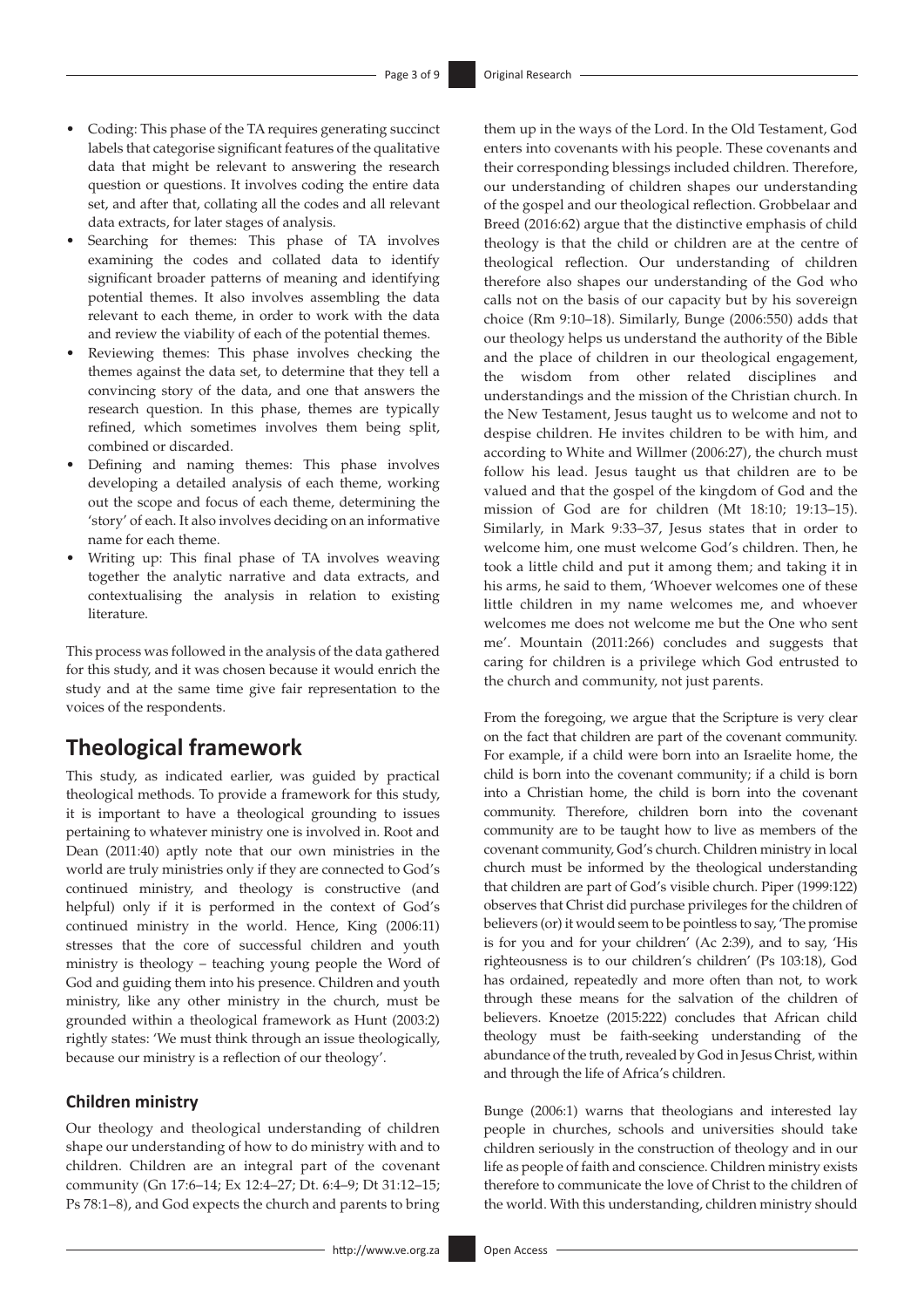- Coding: This phase of the TA requires generating succinct labels that categorise significant features of the qualitative data that might be relevant to answering the research question or questions. It involves coding the entire data set, and after that, collating all the codes and all relevant data extracts, for later stages of analysis.
- Searching for themes: This phase of TA involves examining the codes and collated data to identify significant broader patterns of meaning and identifying potential themes. It also involves assembling the data relevant to each theme, in order to work with the data and review the viability of each of the potential themes.
- Reviewing themes: This phase involves checking the themes against the data set, to determine that they tell a convincing story of the data, and one that answers the research question. In this phase, themes are typically refined, which sometimes involves them being split, combined or discarded.
- Defining and naming themes: This phase involves developing a detailed analysis of each theme, working out the scope and focus of each theme, determining the 'story' of each. It also involves deciding on an informative name for each theme.
- Writing up: This final phase of TA involves weaving together the analytic narrative and data extracts, and contextualising the analysis in relation to existing literature.

This process was followed in the analysis of the data gathered for this study, and it was chosen because it would enrich the study and at the same time give fair representation to the voices of the respondents.

## Theological framework

This study, as indicated earlier, was guided by practical theological methods. To provide a framework for this study, it is important to have a theological grounding to issues pertaining to whatever ministry one is involved in. Root and Dean (2011:40) aptly note that our own ministries in the world are truly ministries only if they are connected to God's continued ministry, and theology is constructive (and helpful) only if it is performed in the context of God's continued ministry in the world. Hence, King (2006:11) stresses that the core of successful children and youth ministry is theology – teaching young people the Word of God and guiding them into his presence. Children and youth ministry, like any other ministry in the church, must be grounded within a theological framework as Hunt (2003:2) rightly states: 'We must think through an issue theologically, because our ministry is a reflection of our theology'.

### Children ministry

Our theology and theological understanding of children shape our understanding of how to do ministry with and to children. Children are an integral part of the covenant community (Gn 17:6–14; Ex 12:4–27; Dt. 6:4–9; Dt 31:12–15; Ps 78:1–8), and God expects the church and parents to bring them up in the ways of the Lord. In the Old Testament, God enters into covenants with his people. These covenants and their corresponding blessings included children. Therefore, our understanding of children shapes our understanding of the gospel and our theological reflection. Grobbelaar and Breed (2016:62) argue that the distinctive emphasis of child theology is that the child or children are at the centre of theological reflection. Our understanding of children therefore also shapes our understanding of the God who calls not on the basis of our capacity but by his sovereign choice (Rm 9:10–18). Similarly, Bunge (2006:550) adds that our theology helps us understand the authority of the Bible and the place of children in our theological engagement, the wisdom from other related disciplines and understandings and the mission of the Christian church. In the New Testament, Jesus taught us to welcome and not to despise children. He invites children to be with him, and according to White and Willmer (2006:27), the church must follow his lead. Jesus taught us that children are to be valued and that the gospel of the kingdom of God and the mission of God are for children (Mt 18:10; 19:13–15). Similarly, in Mark 9:33–37, Jesus states that in order to welcome him, one must welcome God's children. Then, he took a little child and put it among them; and taking it in his arms, he said to them, 'Whoever welcomes one of these little children in my name welcomes me, and whoever welcomes me does not welcome me but the One who sent me'. Mountain (2011:266) concludes and suggests that caring for children is a privilege which God entrusted to the church and community, not just parents.

From the foregoing, we argue that the Scripture is very clear on the fact that children are part of the covenant community. For example, if a child were born into an Israelite home, the child is born into the covenant community; if a child is born into a Christian home, the child is born into the covenant community. Therefore, children born into the covenant community are to be taught how to live as members of the covenant community, God's church. Children ministry in local church must be informed by the theological understanding that children are part of God's visible church. Piper (1999:122) observes that Christ did purchase privileges for the children of believers (or) it would seem to be pointless to say, 'The promise is for you and for your children' (Ac 2:39), and to say, 'His righteousness is to our children's children' (Ps 103:18), God has ordained, repeatedly and more often than not, to work through these means for the salvation of the children of believers. Knoetze (2015:222) concludes that African child theology must be faith-seeking understanding of the abundance of the truth, revealed by God in Jesus Christ, within and through the life of Africa's children.

Bunge (2006:1) warns that theologians and interested lay people in churches, schools and universities should take children seriously in the construction of theology and in our life as people of faith and conscience. Children ministry exists therefore to communicate the love of Christ to the children of the world. With this understanding, children ministry should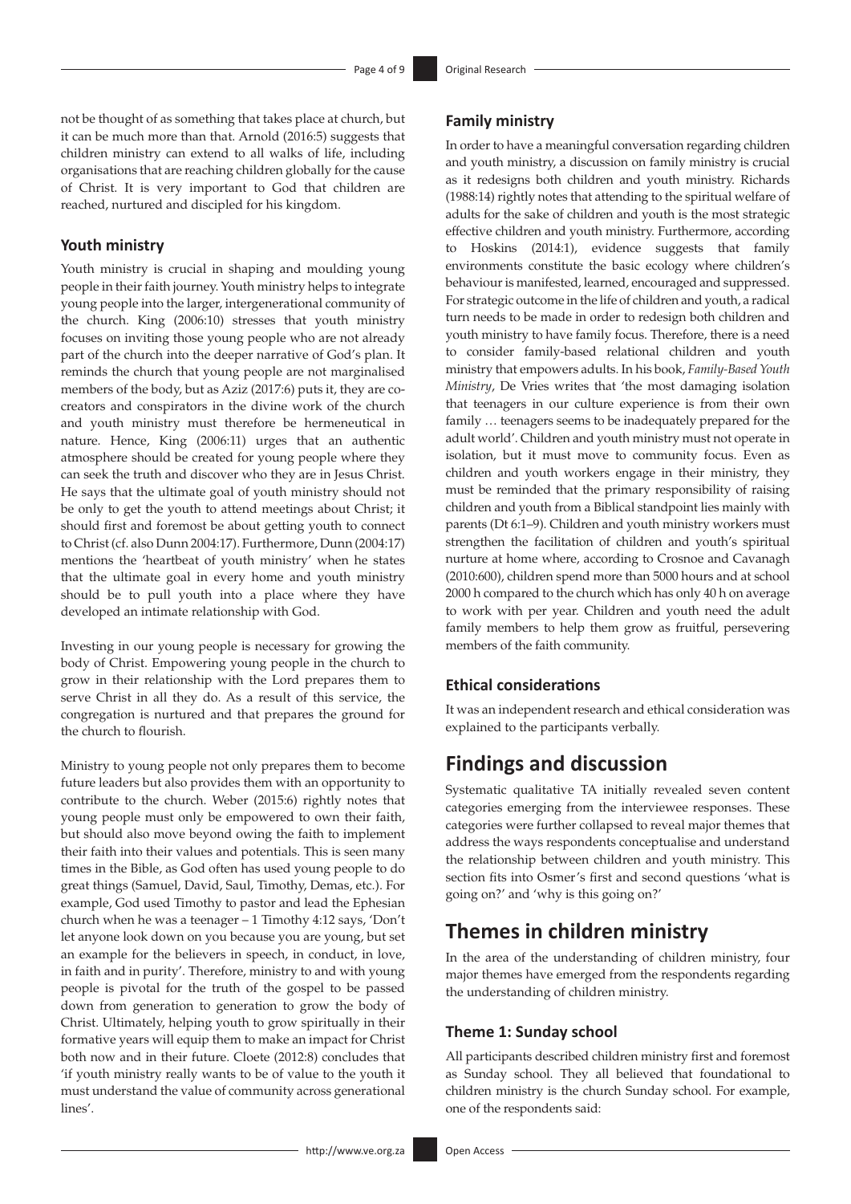not be thought of as something that takes place at church, but it can be much more than that. Arnold (2016:5) suggests that children ministry can extend to all walks of life, including organisations that are reaching children globally for the cause of Christ. It is very important to God that children are reached, nurtured and discipled for his kingdom.

### Youth ministry

Youth ministry is crucial in shaping and moulding young people in their faith journey. Youth ministry helps to integrate young people into the larger, intergenerational community of the church. King (2006:10) stresses that youth ministry focuses on inviting those young people who are not already part of the church into the deeper narrative of God's plan. It reminds the church that young people are not marginalised members of the body, but as Aziz (2017:6) puts it, they are co-creators and conspirators in the divine work of the church and youth ministry must therefore be hermeneutical in nature. Hence, King (2006:11) urges that an authentic atmosphere should be created for young people where they can seek the truth and discover who they are in Jesus Christ. He says that the ultimate goal of youth ministry should not be only to get the youth to attend meetings about Christ; it should first and foremost be about getting youth to connect to Christ (cf. also Dunn 2004:17). Furthermore, Dunn (2004:17) mentions the 'heartbeat of youth ministry' when he states that the ultimate goal in every home and youth ministry should be to pull youth into a place where they have developed an intimate relationship with God.

Investing in our young people is necessary for growing the body of Christ. Empowering young people in the church to grow in their relationship with the Lord prepares them to serve Christ in all they do. As a result of this service, the congregation is nurtured and that prepares the ground for the church to flourish.

Ministry to young people not only prepares them to become future leaders but also provides them with an opportunity to contribute to the church. Weber (2015:6) rightly notes that young people must only be empowered to own their faith, but should also move beyond owing the faith to implement their faith into their values and potentials. This is seen many times in the Bible, as God often has used young people to do great things (Samuel, David, Saul, Timothy, Demas, etc.). For example, God used Timothy to pastor and lead the Ephesian church when he was a teenager – 1 Timothy 4:12 says, 'Don't let anyone look down on you because you are young, but set an example for the believers in speech, in conduct, in love, in faith and in purity'. Therefore, ministry to and with young people is pivotal for the truth of the gospel to be passed down from generation to generation to grow the body of Christ. Ultimately, helping youth to grow spiritually in their formative years will equip them to make an impact for Christ both now and in their future. Cloete (2012:8) concludes that 'if youth ministry really wants to be of value to the youth it must understand the value of community across generational lines'.

### Family ministry

In order to have a meaningful conversation regarding children and youth ministry, a discussion on family ministry is crucial as it redesigns both children and youth ministry. Richards (1988:14) rightly notes that attending to the spiritual welfare of adults for the sake of children and youth is the most strategic effective children and youth ministry. Furthermore, according to Hoskins (2014:1), evidence suggests that family environments constitute the basic ecology where children's behaviour is manifested, learned, encouraged and suppressed. For strategic outcome in the life of children and youth, a radical turn needs to be made in order to redesign both children and youth ministry to have family focus. Therefore, there is a need to consider family-based relational children and youth ministry that empowers adults. In his book, *Family-Based Youth Ministry*, De Vries writes that 'the most damaging isolation that teenagers in our culture experience is from their own family … teenagers seems to be inadequately prepared for the adult world'. Children and youth ministry must not operate in isolation, but it must move to community focus. Even as children and youth workers engage in their ministry, they must be reminded that the primary responsibility of raising children and youth from a Biblical standpoint lies mainly with parents (Dt 6:1–9). Children and youth ministry workers must strengthen the facilitation of children and youth's spiritual nurture at home where, according to Crosnoe and Cavanagh (2010:600), children spend more than 5000 hours and at school 2000 h compared to the church which has only 40 h on average to work with per year. Children and youth need the adult family members to help them grow as fruitful, persevering members of the faith community.

### Ethical considerations

It was an independent research and ethical consideration was explained to the participants verbally.

## Findings and discussion

Systematic qualitative TA initially revealed seven content categories emerging from the interviewee responses. These categories were further collapsed to reveal major themes that address the ways respondents conceptualise and understand the relationship between children and youth ministry. This section fits into Osmer's first and second questions 'what is going on?' and 'why is this going on?'

## Themes in children ministry

In the area of the understanding of children ministry, four major themes have emerged from the respondents regarding the understanding of children ministry.

### Theme 1: Sunday school

All participants described children ministry first and foremost as Sunday school. They all believed that foundational to children ministry is the church Sunday school. For example, one of the respondents said: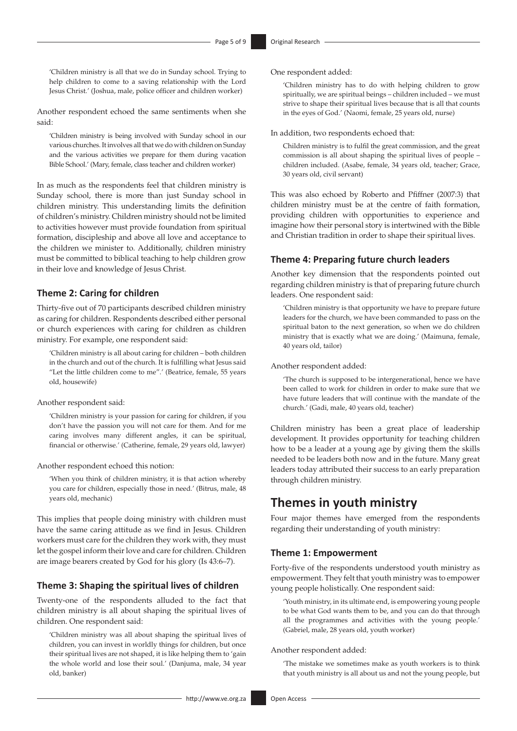'Children ministry is all that we do in Sunday school. Trying to help children to come to a saving relationship with the Lord Jesus Christ.' (Joshua, male, police officer and children worker)

Another respondent echoed the same sentiments when she said:

'Children ministry is being involved with Sunday school in our various churches. It involves all that we do with children on Sunday and the various activities we prepare for them during vacation Bible School.' (Mary, female, class teacher and children worker)

In as much as the respondents feel that children ministry is Sunday school, there is more than just Sunday school in children ministry. This understanding limits the definition of children's ministry. Children ministry should not be limited to activities however must provide foundation from spiritual formation, discipleship and above all love and acceptance to the children we minister to. Additionally, children ministry must be committed to biblical teaching to help children grow in their love and knowledge of Jesus Christ.

### Theme 2: Caring for children

Thirty-five out of 70 participants described children ministry as caring for children. Respondents described either personal or church experiences with caring for children as children ministry. For example, one respondent said:

'Children ministry is all about caring for children – both children in the church and out of the church. It is fulfilling what Jesus said "Let the little children come to me".' (Beatrice, female, 55 years old, housewife)

Another respondent said:

'Children ministry is your passion for caring for children, if you don't have the passion you will not care for them. And for me caring involves many different angles, it can be spiritual, financial or otherwise.' (Catherine, female, 29 years old, lawyer)

Another respondent echoed this notion:

'When you think of children ministry, it is that action whereby you care for children, especially those in need.' (Bitrus, male, 48 years old, mechanic)

This implies that people doing ministry with children must have the same caring attitude as we find in Jesus. Children workers must care for the children they work with, they must let the gospel inform their love and care for children. Children are image bearers created by God for his glory (Is 43:6–7).

### Theme 3: Shaping the spiritual lives of children

Twenty-one of the respondents alluded to the fact that children ministry is all about shaping the spiritual lives of children. One respondent said:

'Children ministry was all about shaping the spiritual lives of children, you can invest in worldly things for children, but once their spiritual lives are not shaped, it is like helping them to 'gain the whole world and lose their soul.' (Danjuma, male, 34 year old, banker)

One respondent added:

'Children ministry has to do with helping children to grow spiritually, we are spiritual beings – children included – we must strive to shape their spiritual lives because that is all that counts in the eyes of God.' (Naomi, female, 25 years old, nurse)

In addition, two respondents echoed that:

Children ministry is to fulfil the great commission, and the great commission is all about shaping the spiritual lives of people – children included. (Asabe, female, 34 years old, teacher; Grace, 30 years old, civil servant)

This was also echoed by Roberto and Pfiffner (2007:3) that children ministry must be at the centre of faith formation, providing children with opportunities to experience and imagine how their personal story is intertwined with the Bible and Christian tradition in order to shape their spiritual lives.

### Theme 4: Preparing future church leaders

Another key dimension that the respondents pointed out regarding children ministry is that of preparing future church leaders. One respondent said:

'Children ministry is that opportunity we have to prepare future leaders for the church, we have been commanded to pass on the spiritual baton to the next generation, so when we do children ministry that is exactly what we are doing.' (Maimuna, female, 40 years old, tailor)

Another respondent added:

'The church is supposed to be intergenerational, hence we have been called to work for children in order to make sure that we have future leaders that will continue with the mandate of the church.' (Gadi, male, 40 years old, teacher)

Children ministry has been a great place of leadership development. It provides opportunity for teaching children how to be a leader at a young age by giving them the skills needed to be leaders both now and in the future. Many great leaders today attributed their success to an early preparation through children ministry.

## Themes in youth ministry

Four major themes have emerged from the respondents regarding their understanding of youth ministry:

### Theme 1: Empowerment

Forty-five of the respondents understood youth ministry as empowerment. They felt that youth ministry was to empower young people holistically. One respondent said:

'Youth ministry, in its ultimate end, is empowering young people to be what God wants them to be, and you can do that through all the programmes and activities with the young people.' (Gabriel, male, 28 years old, youth worker)

Another respondent added:

'The mistake we sometimes make as youth workers is to think that youth ministry is all about us and not the young people, but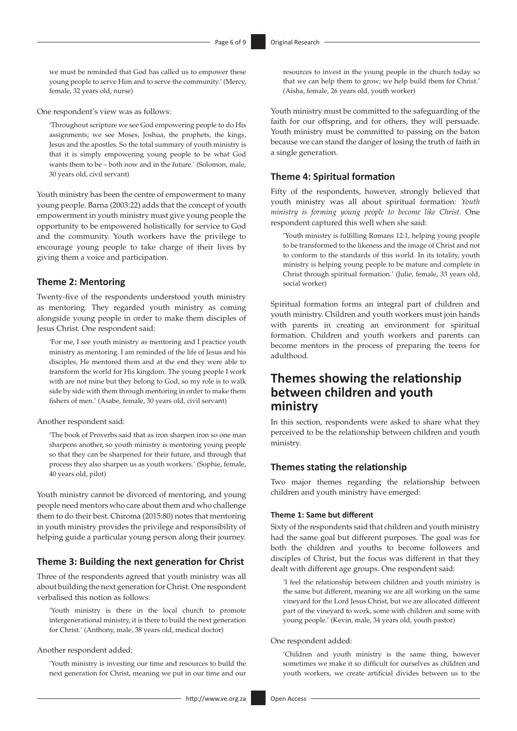we must be reminded that God has called us to empower these young people to serve Him and to serve the community.' (Mercy, female, 32 years old, nurse)

One respondent's view was as follows:

> 'Throughout scripture we see God empowering people to do His assignments; we see Moses, Joshua, the prophets, the kings, Jesus and the apostles. So the total summary of youth ministry is that it is simply empowering young people to be what God wants them to be – both now and in the future.' (Solomon, male, 30 years old, civil servant)

Youth ministry has been the centre of empowerment to many young people. Barna (2003:22) adds that the concept of youth empowerment in youth ministry must give young people the opportunity to be empowered holistically for service to God and the community. Youth workers have the privilege to encourage young people to take charge of their lives by giving them a voice and participation.

### Theme 2: Mentoring

Twenty-five of the respondents understood youth ministry as mentoring. They regarded youth ministry as coming alongside young people in order to make them disciples of Jesus Christ. One respondent said:

> 'For me, I see youth ministry as mentoring and I practice youth ministry as mentoring. I am reminded of the life of Jesus and his disciples, He mentored them and at the end they were able to transform the world for His kingdom. The young people I work with are not mine but they belong to God, so my role is to walk side by side with them through mentoring in order to make them fishers of men.' (Asabe, female, 30 years old, civil servant)

Another respondent said:

> 'The book of Proverbs said that as iron sharpen iron so one man sharpens another, so youth ministry is mentoring young people so that they can be sharpened for their future, and through that process they also sharpen us as youth workers.' (Sophie, female, 40 years old, pilot)

Youth ministry cannot be divorced of mentoring, and young people need mentors who care about them and who challenge them to do their best. Chiroma (2015:80) notes that mentoring in youth ministry provides the privilege and responsibility of helping guide a particular young person along their journey.

### Theme 3: Building the next generation for Christ

Three of the respondents agreed that youth ministry was all about building the next generation for Christ. One respondent verbalised this notion as follows:

> 'Youth ministry is there in the local church to promote intergenerational ministry, it is there to build the next generation for Christ.' (Anthony, male, 38 years old, medical doctor)

Another respondent added:

> 'Youth ministry is investing our time and resources to build the next generation for Christ, meaning we put in our time and our resources to invest in the young people in the church today so that we can help them to grow; we help build them for Christ.' (Aisha, female, 26 years old, youth worker)

Youth ministry must be committed to the safeguarding of the faith for our offspring, and for others, they will persuade. Youth ministry must be committed to passing on the baton because we can stand the danger of losing the truth of faith in a single generation.

### Theme 4: Spiritual formation

Fifty of the respondents, however, strongly believed that youth ministry was all about spiritual formation: *Youth ministry is forming young people to become like Christ.* One respondent captured this well when she said:

> 'Youth ministry is fulfilling Romans 12:1, helping young people to be transformed to the likeness and the image of Christ and not to conform to the standards of this world. In its totality, youth ministry is helping young people to be mature and complete in Christ through spiritual formation.' (Julie, female, 33 years old, social worker)

Spiritual formation forms an integral part of children and youth ministry. Children and youth workers must join hands with parents in creating an environment for spiritual formation. Children and youth workers and parents can become mentors in the process of preparing the teens for adulthood.

## Themes showing the relationship between children and youth ministry

In this section, respondents were asked to share what they perceived to be the relationship between children and youth ministry.

### Themes stating the relationship

Two major themes regarding the relationship between children and youth ministry have emerged:

#### Theme 1: Same but different

Sixty of the respondents said that children and youth ministry had the same goal but different purposes. The goal was for both the children and youths to become followers and disciples of Christ, but the focus was different in that they dealt with different age groups. One respondent said:

> 'I feel the relationship between children and youth ministry is the same but different, meaning we are all working on the same vineyard for the Lord Jesus Christ, but we are allocated different part of the vineyard to work, some with children and some with young people.' (Kevin, male, 34 years old, youth pastor)

One respondent added:

> 'Children and youth ministry is the same thing, however sometimes we make it so difficult for ourselves as children and youth workers, we create artificial divides between us to the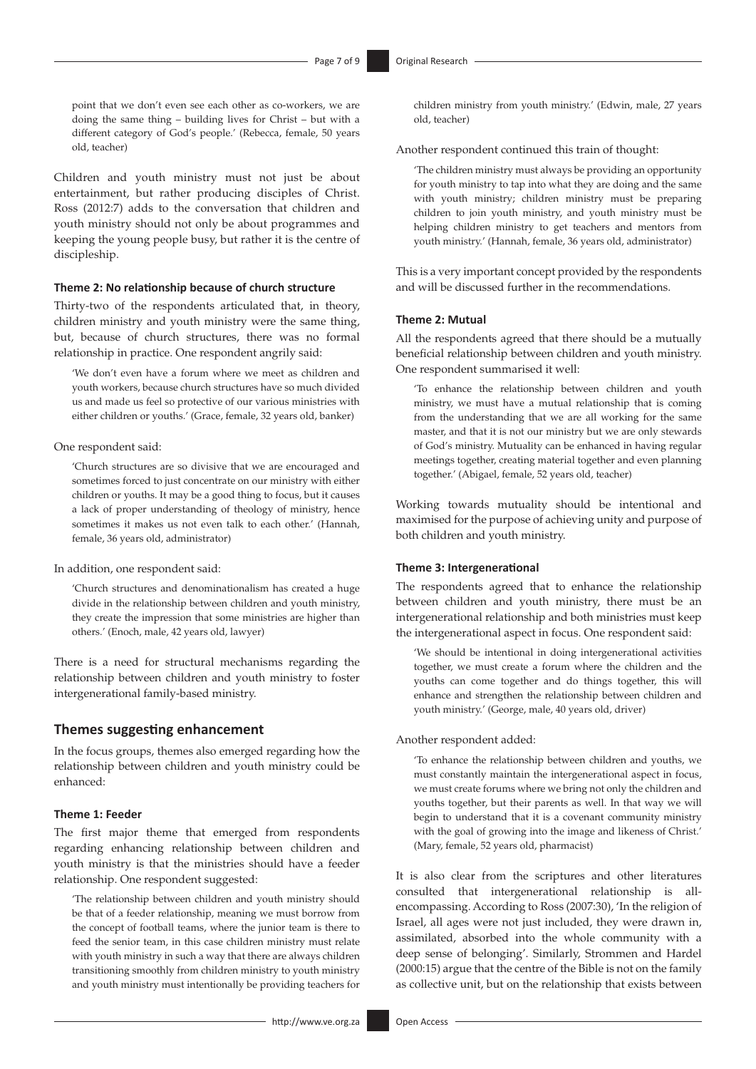point that we don't even see each other as co-workers, we are doing the same thing – building lives for Christ – but with a different category of God's people.' (Rebecca, female, 50 years old, teacher)

Children and youth ministry must not just be about entertainment, but rather producing disciples of Christ. Ross (2012:7) adds to the conversation that children and youth ministry should not only be about programmes and keeping the young people busy, but rather it is the centre of discipleship.

#### Theme 2: No relationship because of church structure

Thirty-two of the respondents articulated that, in theory, children ministry and youth ministry were the same thing, but, because of church structures, there was no formal relationship in practice. One respondent angrily said:

> 'We don't even have a forum where we meet as children and youth workers, because church structures have so much divided us and made us feel so protective of our various ministries with either children or youths.' (Grace, female, 32 years old, banker)

One respondent said:

> 'Church structures are so divisive that we are encouraged and sometimes forced to just concentrate on our ministry with either children or youths. It may be a good thing to focus, but it causes a lack of proper understanding of theology of ministry, hence sometimes it makes us not even talk to each other.' (Hannah, female, 36 years old, administrator)

In addition, one respondent said:

> 'Church structures and denominationalism has created a huge divide in the relationship between children and youth ministry, they create the impression that some ministries are higher than others.' (Enoch, male, 42 years old, lawyer)

There is a need for structural mechanisms regarding the relationship between children and youth ministry to foster intergenerational family-based ministry.

### Themes suggesting enhancement

In the focus groups, themes also emerged regarding how the relationship between children and youth ministry could be enhanced:

#### Theme 1: Feeder

The first major theme that emerged from respondents regarding enhancing relationship between children and youth ministry is that the ministries should have a feeder relationship. One respondent suggested:

> 'The relationship between children and youth ministry should be that of a feeder relationship, meaning we must borrow from the concept of football teams, where the junior team is there to feed the senior team, in this case children ministry must relate with youth ministry in such a way that there are always children transitioning smoothly from children ministry to youth ministry and youth ministry must intentionally be providing teachers for children ministry from youth ministry.' (Edwin, male, 27 years old, teacher)

Another respondent continued this train of thought:

> 'The children ministry must always be providing an opportunity for youth ministry to tap into what they are doing and the same with youth ministry; children ministry must be preparing children to join youth ministry, and youth ministry must be helping children ministry to get teachers and mentors from youth ministry.' (Hannah, female, 36 years old, administrator)

This is a very important concept provided by the respondents and will be discussed further in the recommendations.

#### Theme 2: Mutual

All the respondents agreed that there should be a mutually beneficial relationship between children and youth ministry. One respondent summarised it well:

> 'To enhance the relationship between children and youth ministry, we must have a mutual relationship that is coming from the understanding that we are all working for the same master, and that it is not our ministry but we are only stewards of God's ministry. Mutuality can be enhanced in having regular meetings together, creating material together and even planning together.' (Abigael, female, 52 years old, teacher)

Working towards mutuality should be intentional and maximised for the purpose of achieving unity and purpose of both children and youth ministry.

#### Theme 3: Intergenerational

The respondents agreed that to enhance the relationship between children and youth ministry, there must be an intergenerational relationship and both ministries must keep the intergenerational aspect in focus. One respondent said:

> 'We should be intentional in doing intergenerational activities together, we must create a forum where the children and the youths can come together and do things together, this will enhance and strengthen the relationship between children and youth ministry.' (George, male, 40 years old, driver)

Another respondent added:

> 'To enhance the relationship between children and youths, we must constantly maintain the intergenerational aspect in focus, we must create forums where we bring not only the children and youths together, but their parents as well. In that way we will begin to understand that it is a covenant community ministry with the goal of growing into the image and likeness of Christ.' (Mary, female, 52 years old, pharmacist)

It is also clear from the scriptures and other literatures consulted that intergenerational relationship is all-encompassing. According to Ross (2007:30), 'In the religion of Israel, all ages were not just included, they were drawn in, assimilated, absorbed into the whole community with a deep sense of belonging'. Similarly, Strommen and Hardel (2000:15) argue that the centre of the Bible is not on the family as collective unit, but on the relationship that exists between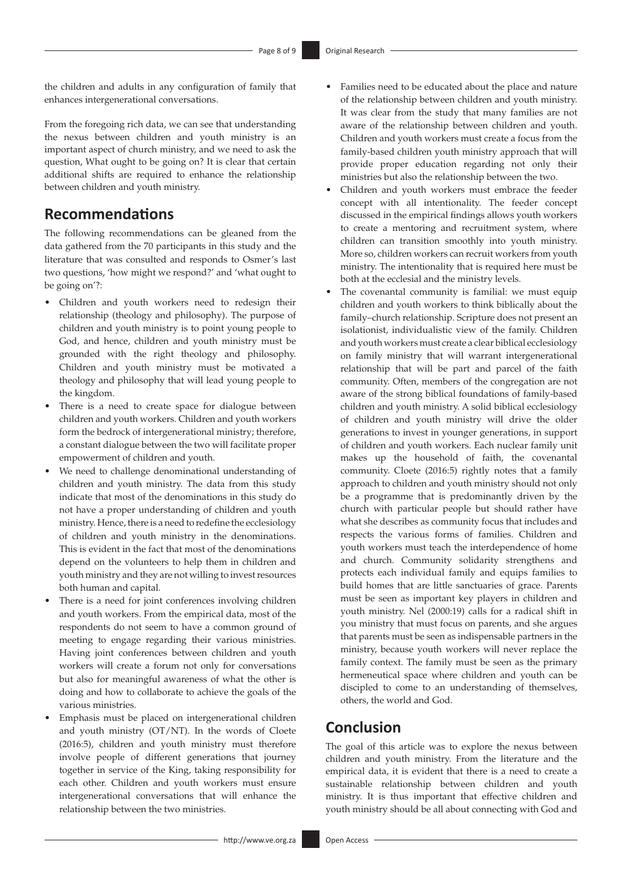the children and adults in any configuration of family that enhances intergenerational conversations.

From the foregoing rich data, we can see that understanding the nexus between children and youth ministry is an important aspect of church ministry, and we need to ask the question, What ought to be going on? It is clear that certain additional shifts are required to enhance the relationship between children and youth ministry.

## Recommendations

The following recommendations can be gleaned from the data gathered from the 70 participants in this study and the literature that was consulted and responds to Osmer's last two questions, 'how might we respond?' and 'what ought to be going on'?:

- Children and youth workers need to redesign their relationship (theology and philosophy). The purpose of children and youth ministry is to point young people to God, and hence, children and youth ministry must be grounded with the right theology and philosophy. Children and youth ministry must be motivated a theology and philosophy that will lead young people to the kingdom.
- There is a need to create space for dialogue between children and youth workers. Children and youth workers form the bedrock of intergenerational ministry; therefore, a constant dialogue between the two will facilitate proper empowerment of children and youth.
- We need to challenge denominational understanding of children and youth ministry. The data from this study indicate that most of the denominations in this study do not have a proper understanding of children and youth ministry. Hence, there is a need to redefine the ecclesiology of children and youth ministry in the denominations. This is evident in the fact that most of the denominations depend on the volunteers to help them in children and youth ministry and they are not willing to invest resources both human and capital.
- There is a need for joint conferences involving children and youth workers. From the empirical data, most of the respondents do not seem to have a common ground of meeting to engage regarding their various ministries. Having joint conferences between children and youth workers will create a forum not only for conversations but also for meaningful awareness of what the other is doing and how to collaborate to achieve the goals of the various ministries.
- Emphasis must be placed on intergenerational children and youth ministry (OT/NT). In the words of Cloete (2016:5), children and youth ministry must therefore involve people of different generations that journey together in service of the King, taking responsibility for each other. Children and youth workers must ensure intergenerational conversations that will enhance the relationship between the two ministries.
- Families need to be educated about the place and nature of the relationship between children and youth ministry. It was clear from the study that many families are not aware of the relationship between children and youth. Children and youth workers must create a focus from the family-based children youth ministry approach that will provide proper education regarding not only their ministries but also the relationship between the two.
- Children and youth workers must embrace the feeder concept with all intentionality. The feeder concept discussed in the empirical findings allows youth workers to create a mentoring and recruitment system, where children can transition smoothly into youth ministry. More so, children workers can recruit workers from youth ministry. The intentionality that is required here must be both at the ecclesial and the ministry levels.
- The covenantal community is familial: we must equip children and youth workers to think biblically about the family–church relationship. Scripture does not present an isolationist, individualistic view of the family. Children and youth workers must create a clear biblical ecclesiology on family ministry that will warrant intergenerational relationship that will be part and parcel of the faith community. Often, members of the congregation are not aware of the strong biblical foundations of family-based children and youth ministry. A solid biblical ecclesiology of children and youth ministry will drive the older generations to invest in younger generations, in support of children and youth workers. Each nuclear family unit makes up the household of faith, the covenantal community. Cloete (2016:5) rightly notes that a family approach to children and youth ministry should not only be a programme that is predominantly driven by the church with particular people but should rather have what she describes as community focus that includes and respects the various forms of families. Children and youth workers must teach the interdependence of home and church. Community solidarity strengthens and protects each individual family and equips families to build homes that are little sanctuaries of grace. Parents must be seen as important key players in children and youth ministry. Nel (2000:19) calls for a radical shift in you ministry that must focus on parents, and she argues that parents must be seen as indispensable partners in the ministry, because youth workers will never replace the family context. The family must be seen as the primary hermeneutical space where children and youth can be discipled to come to an understanding of themselves, others, the world and God.

## Conclusion

The goal of this article was to explore the nexus between children and youth ministry. From the literature and the empirical data, it is evident that there is a need to create a sustainable relationship between children and youth ministry. It is thus important that effective children and youth ministry should be all about connecting with God and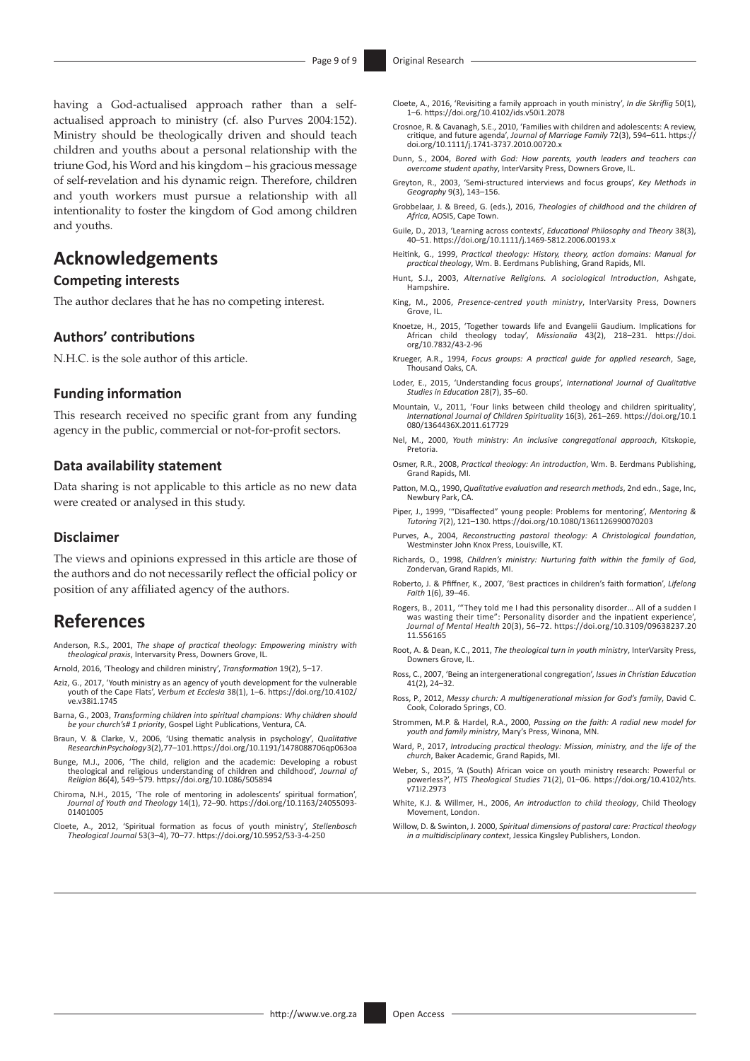having a God-actualised approach rather than a self-actualised approach to ministry (cf. also Purves 2004:152). Ministry should be theologically driven and should teach children and youths about a personal relationship with the triune God, his Word and his kingdom – his gracious message of self-revelation and his dynamic reign. Therefore, children and youth workers must pursue a relationship with all intentionality to foster the kingdom of God among children and youths.

# Acknowledgements

## Competing interests

The author declares that he has no competing interest.

## Authors' contributions

N.H.C. is the sole author of this article.

## Funding information

This research received no specific grant from any funding agency in the public, commercial or not-for-profit sectors.

## Data availability statement

Data sharing is not applicable to this article as no new data were created or analysed in this study.

## Disclaimer

The views and opinions expressed in this article are those of the authors and do not necessarily reflect the official policy or position of any affiliated agency of the authors.

# References

Anderson, R.S., 2001, *The shape of practical theology: Empowering ministry with theological praxis*, Intervarsity Press, Downers Grove, IL.

Arnold, 2016, 'Theology and children ministry', *Transformation* 19(2), 5–17.

Aziz, G., 2017, 'Youth ministry as an agency of youth development for the vulnerable youth of the Cape Flats', *Verbum et Ecclesia* 38(1), 1–6. https://doi.org/10.4102/ve.v38i1.1745

Barna, G., 2003, *Transforming children into spiritual champions: Why children should be your church's# 1 priority*, Gospel Light Publications, Ventura, CA.

Braun, V. & Clarke, V., 2006, 'Using thematic analysis in psychology', *Qualitative Research in Psychology* 3(2), 77–101. https://doi.org/10.1191/1478088706qp063oa

Bunge, M.J., 2006, 'The child, religion and the academic: Developing a robust theological and religious understanding of children and childhood', *Journal of Religion* 86(4), 549–579. https://doi.org/10.1086/505894

Chiroma, N.H., 2015, 'The role of mentoring in adolescents' spiritual formation', *Journal of Youth and Theology* 14(1), 72–90. https://doi.org/10.1163/24055093-01401005

Cloete, A., 2012, 'Spiritual formation as focus of youth ministry', *Stellenbosch Theological Journal* 53(3–4), 70–77. https://doi.org/10.5952/53-3-4-250

Cloete, A., 2016, 'Revisiting a family approach in youth ministry', *In die Skriflig* 50(1), 1–6. https://doi.org/10.4102/ids.v50i1.2078

Crosnoe, R. & Cavanagh, S.E., 2010, 'Families with children and adolescents: A review, critique, and future agenda', *Journal of Marriage Family* 72(3), 594–611. https://doi.org/10.1111/j.1741-3737.2010.00720.x

Dunn, S., 2004, *Bored with God: How parents, youth leaders and teachers can overcome student apathy*, InterVarsity Press, Downers Grove, IL.

Greyton, R., 2003, 'Semi-structured interviews and focus groups', *Key Methods in Geography* 9(3), 143–156.

Grobbelaar, J. & Breed, G. (eds.), 2016, *Theologies of childhood and the children of Africa*, AOSIS, Cape Town.

Guile, D., 2013, 'Learning across contexts', *Educational Philosophy and Theory* 38(3), 40–51. https://doi.org/10.1111/j.1469-5812.2006.00193.x

Heitink, G., 1999, *Practical theology: History, theory, action domains: Manual for practical theology*, Wm. B. Eerdmans Publishing, Grand Rapids, MI.

Hunt, S.J., 2003, *Alternative Religions. A sociological Introduction*, Ashgate, Hampshire.

King, M., 2006, *Presence-centred youth ministry*, InterVarsity Press, Downers Grove, IL.

Knoetze, H., 2015, 'Together towards life and Evangelii Gaudium. Implications for African child theology today', *Missionalia* 43(2), 218–231. https://doi.org/10.7832/43-2-96

Krueger, A.R., 1994, *Focus groups: A practical guide for applied research*, Sage, Thousand Oaks, CA.

Loder, E., 2015, 'Understanding focus groups', *International Journal of Qualitative Studies in Education* 28(7), 35–60.

Mountain, V., 2011, 'Four links between child theology and children spirituality', *International Journal of Children Spirituality* 16(3), 261–269. https://doi.org/10.1080/1364436X.2011.617729

Nel, M., 2000, *Youth ministry: An inclusive congregational approach*, Kitskopie, Pretoria.

Osmer, R.R., 2008, *Practical theology: An introduction*, Wm. B. Eerdmans Publishing, Grand Rapids, MI.

Patton, M.Q., 1990, *Qualitative evaluation and research methods*, 2nd edn., Sage, Inc, Newbury Park, CA.

Piper, J., 1999, '"Disaffected" young people: Problems for mentoring', *Mentoring & Tutoring* 7(2), 121–130. https://doi.org/10.1080/1361126990070203

Purves, A., 2004, *Reconstructing pastoral theology: A Christological foundation*, Westminster John Knox Press, Louisville, KT.

Richards, O., 1998, *Children's ministry: Nurturing faith within the family of God*, Zondervan, Grand Rapids, MI.

Roberto, J. & Pfiffner, K., 2007, 'Best practices in children's faith formation', *Lifelong Faith* 1(6), 39–46.

Rogers, B., 2011, '"They told me I had this personality disorder… All of a sudden I was wasting their time": Personality disorder and the inpatient experience', *Journal of Mental Health* 20(3), 56–72. https://doi.org/10.3109/09638237.2011.556165

Root, A. & Dean, K.C., 2011, *The theological turn in youth ministry*, InterVarsity Press, Downers Grove, IL.

Ross, C., 2007, 'Being an intergenerational congregation', *Issues in Christian Education* 41(2), 24–32.

Ross, P., 2012, *Messy church: A multigenerational mission for God's family*, David C. Cook, Colorado Springs, CO.

Strommen, M.P. & Hardel, R.A., 2000, *Passing on the faith: A radial new model for youth and family ministry*, Mary's Press, Winona, MN.

Ward, P., 2017, *Introducing practical theology: Mission, ministry, and the life of the church*, Baker Academic, Grand Rapids, MI.

Weber, S., 2015, 'A (South) African voice on youth ministry research: Powerful or powerless?', *HTS Theological Studies* 71(2), 01–06. https://doi.org/10.4102/hts.v71i2.2973

White, K.J. & Willmer, H., 2006, *An introduction to child theology*, Child Theology Movement, London.

Willow, D. & Swinton, J. 2000, *Spiritual dimensions of pastoral care: Practical theology in a multidisciplinary context*, Jessica Kingsley Publishers, London.